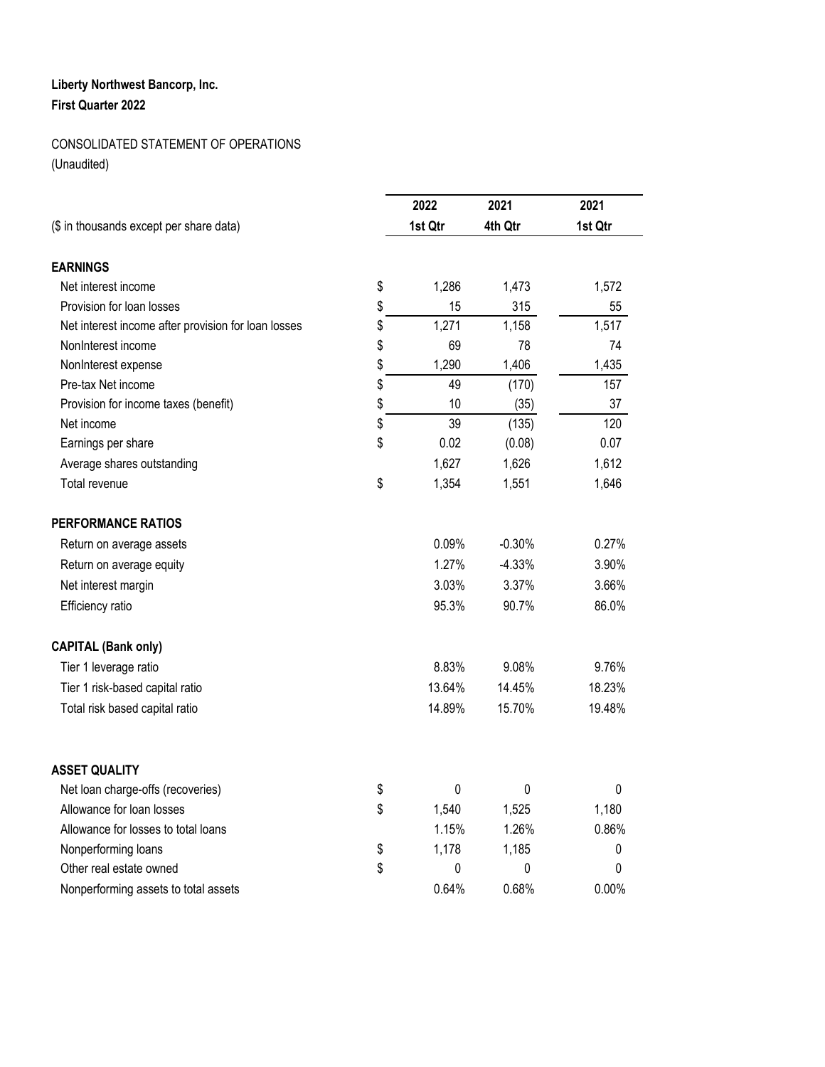**Liberty Northwest Bancorp, Inc.**

**First Quarter 2022**

CONSOLIDATED STATEMENT OF OPERATIONS

(Unaudited)

| ($ in thousands except per share data) | | 2022 1st Qtr | 2021 4th Qtr | 2021 1st Qtr |
|---|---|---|---|---|
| **EARNINGS** | | | | |
| Net interest income | $ | 1,286 | 1,473 | 1,572 |
| Provision for loan losses | $ | 15 | 315 | 55 |
| Net interest income after provision for loan losses | $ | 1,271 | 1,158 | 1,517 |
| NonInterest income | $ | 69 | 78 | 74 |
| NonInterest expense | $ | 1,290 | 1,406 | 1,435 |
| Pre-tax Net income | $ | 49 | (170) | 157 |
| Provision for income taxes (benefit) | $ | 10 | (35) | 37 |
| Net income | $ | 39 | (135) | 120 |
| Earnings per share | $ | 0.02 | (0.08) | 0.07 |
| Average shares outstanding | | 1,627 | 1,626 | 1,612 |
| Total revenue | $ | 1,354 | 1,551 | 1,646 |
| **PERFORMANCE RATIOS** | | | | |
| Return on average assets | | 0.09% | -0.30% | 0.27% |
| Return on average equity | | 1.27% | -4.33% | 3.90% |
| Net interest margin | | 3.03% | 3.37% | 3.66% |
| Efficiency ratio | | 95.3% | 90.7% | 86.0% |
| **CAPITAL (Bank only)** | | | | |
| Tier 1 leverage ratio | | 8.83% | 9.08% | 9.76% |
| Tier 1 risk-based capital ratio | | 13.64% | 14.45% | 18.23% |
| Total risk based capital ratio | | 14.89% | 15.70% | 19.48% |
| **ASSET QUALITY** | | | | |
| Net loan charge-offs (recoveries) | $ | 0 | 0 | 0 |
| Allowance for loan losses | $ | 1,540 | 1,525 | 1,180 |
| Allowance for losses to total loans | | 1.15% | 1.26% | 0.86% |
| Nonperforming loans | $ | 1,178 | 1,185 | 0 |
| Other real estate owned | $ | 0 | 0 | 0 |
| Nonperforming assets to total assets | | 0.64% | 0.68% | 0.00% |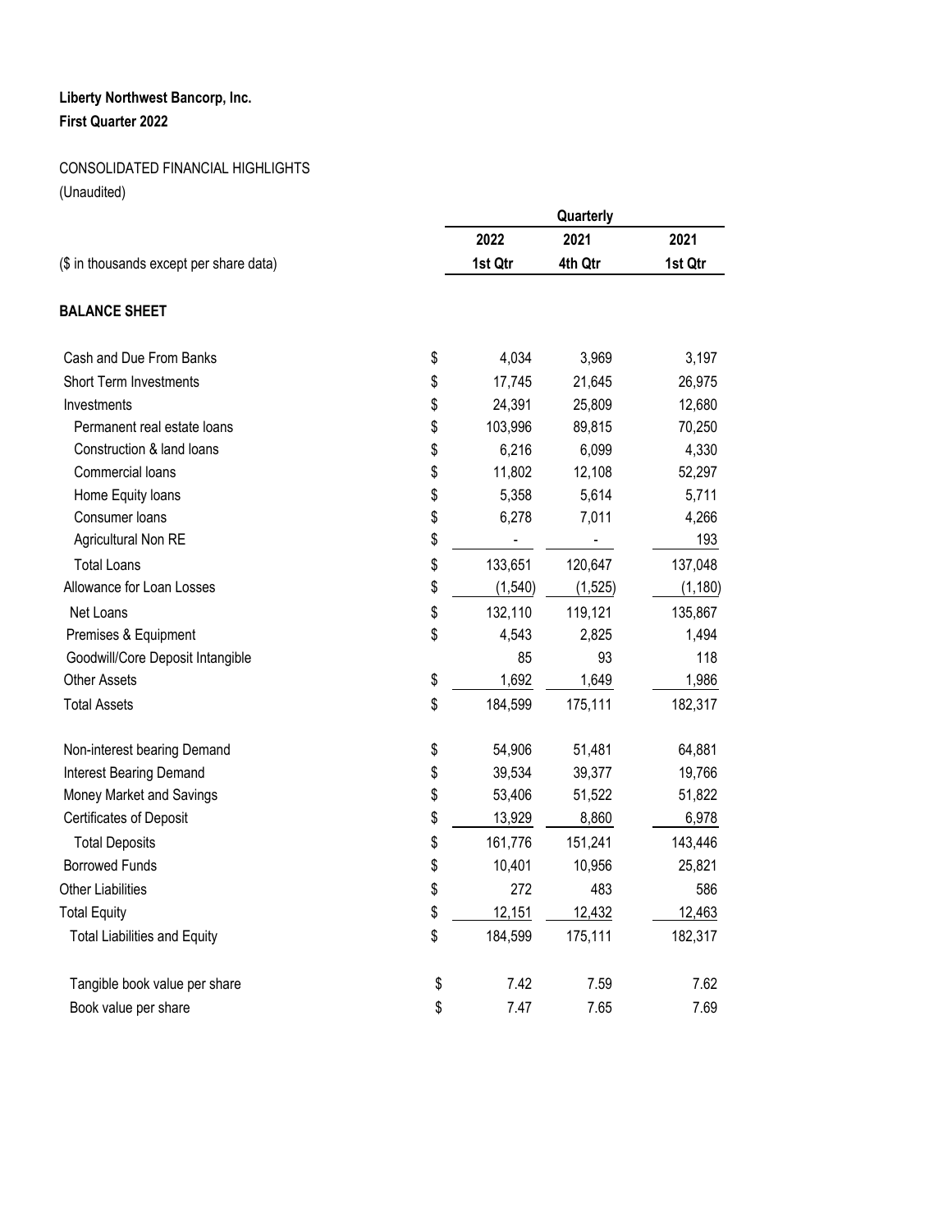**Liberty Northwest Bancorp, Inc.**
**First Quarter 2022**

CONSOLIDATED FINANCIAL HIGHLIGHTS
(Unaudited)

| | | Quarterly | | |
|---|---|---|---|---|
| | | 2022 | 2021 | 2021 |
| ($ in thousands except per share data) | | 1st Qtr | 4th Qtr | 1st Qtr |
| **BALANCE SHEET** | | | | |
| Cash and Due From Banks | $ | 4,034 | 3,969 | 3,197 |
| Short Term Investments | $ | 17,745 | 21,645 | 26,975 |
| Investments | $ | 24,391 | 25,809 | 12,680 |
| Permanent real estate loans | $ | 103,996 | 89,815 | 70,250 |
| Construction & land loans | $ | 6,216 | 6,099 | 4,330 |
| Commercial loans | $ | 11,802 | 12,108 | 52,297 |
| Home Equity loans | $ | 5,358 | 5,614 | 5,711 |
| Consumer loans | $ | 6,278 | 7,011 | 4,266 |
| Agricultural Non RE | $ | - | - | 193 |
| Total Loans | $ | 133,651 | 120,647 | 137,048 |
| Allowance for Loan Losses | $ | (1,540) | (1,525) | (1,180) |
| Net Loans | $ | 132,110 | 119,121 | 135,867 |
| Premises & Equipment | $ | 4,543 | 2,825 | 1,494 |
| Goodwill/Core Deposit Intangible | | 85 | 93 | 118 |
| Other Assets | $ | 1,692 | 1,649 | 1,986 |
| Total Assets | $ | 184,599 | 175,111 | 182,317 |
| Non-interest bearing Demand | $ | 54,906 | 51,481 | 64,881 |
| Interest Bearing Demand | $ | 39,534 | 39,377 | 19,766 |
| Money Market and Savings | $ | 53,406 | 51,522 | 51,822 |
| Certificates of Deposit | $ | 13,929 | 8,860 | 6,978 |
| Total Deposits | $ | 161,776 | 151,241 | 143,446 |
| Borrowed Funds | $ | 10,401 | 10,956 | 25,821 |
| Other Liabilities | $ | 272 | 483 | 586 |
| Total Equity | $ | 12,151 | 12,432 | 12,463 |
| Total Liabilities and Equity | $ | 184,599 | 175,111 | 182,317 |
| Tangible book value per share | $ | 7.42 | 7.59 | 7.62 |
| Book value per share | $ | 7.47 | 7.65 | 7.69 |